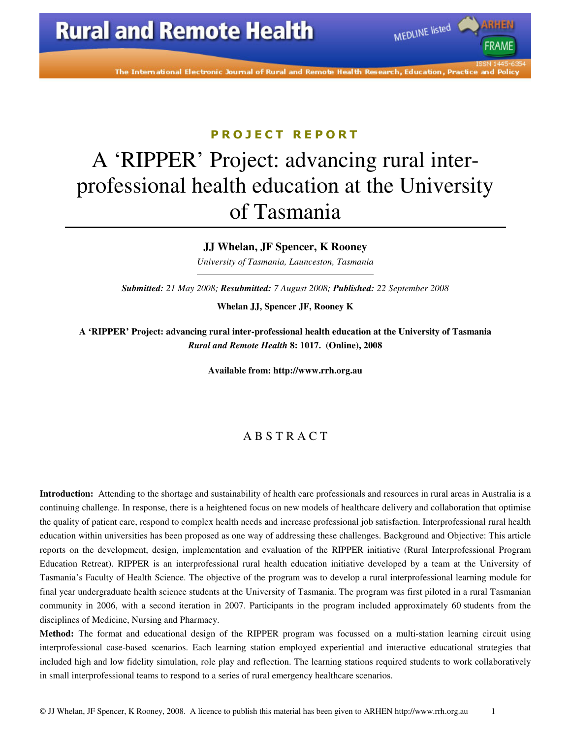PROJECT REPORT

# A 'RIPPER' Project: advancing rural inter-professional health education at the University of Tasmania

**JJ Whelan, JF Spencer, K Rooney**

*University of Tasmania, Launceston, Tasmania*

***Submitted:*** *21 May 2008;* ***Resubmitted:*** *7 August 2008;* ***Published:*** *22 September 2008*

**Whelan JJ, Spencer JF, Rooney K**

**A 'RIPPER' Project: advancing rural inter-professional health education at the University of Tasmania**
***Rural and Remote Health*** **8: 1017. (Online), 2008**

**Available from: http://www.rrh.org.au**

## ABSTRACT

**Introduction:** Attending to the shortage and sustainability of health care professionals and resources in rural areas in Australia is a continuing challenge. In response, there is a heightened focus on new models of healthcare delivery and collaboration that optimise the quality of patient care, respond to complex health needs and increase professional job satisfaction. Interprofessional rural health education within universities has been proposed as one way of addressing these challenges. Background and Objective: This article reports on the development, design, implementation and evaluation of the RIPPER initiative (Rural Interprofessional Program Education Retreat). RIPPER is an interprofessional rural health education initiative developed by a team at the University of Tasmania's Faculty of Health Science. The objective of the program was to develop a rural interprofessional learning module for final year undergraduate health science students at the University of Tasmania. The program was first piloted in a rural Tasmanian community in 2006, with a second iteration in 2007. Participants in the program included approximately 60 students from the disciplines of Medicine, Nursing and Pharmacy.

**Method:** The format and educational design of the RIPPER program was focussed on a multi-station learning circuit using interprofessional case-based scenarios. Each learning station employed experiential and interactive educational strategies that included high and low fidelity simulation, role play and reflection. The learning stations required students to work collaboratively in small interprofessional teams to respond to a series of rural emergency healthcare scenarios.

© JJ Whelan, JF Spencer, K Rooney, 2008. A licence to publish this material has been given to ARHEN http://www.rrh.org.au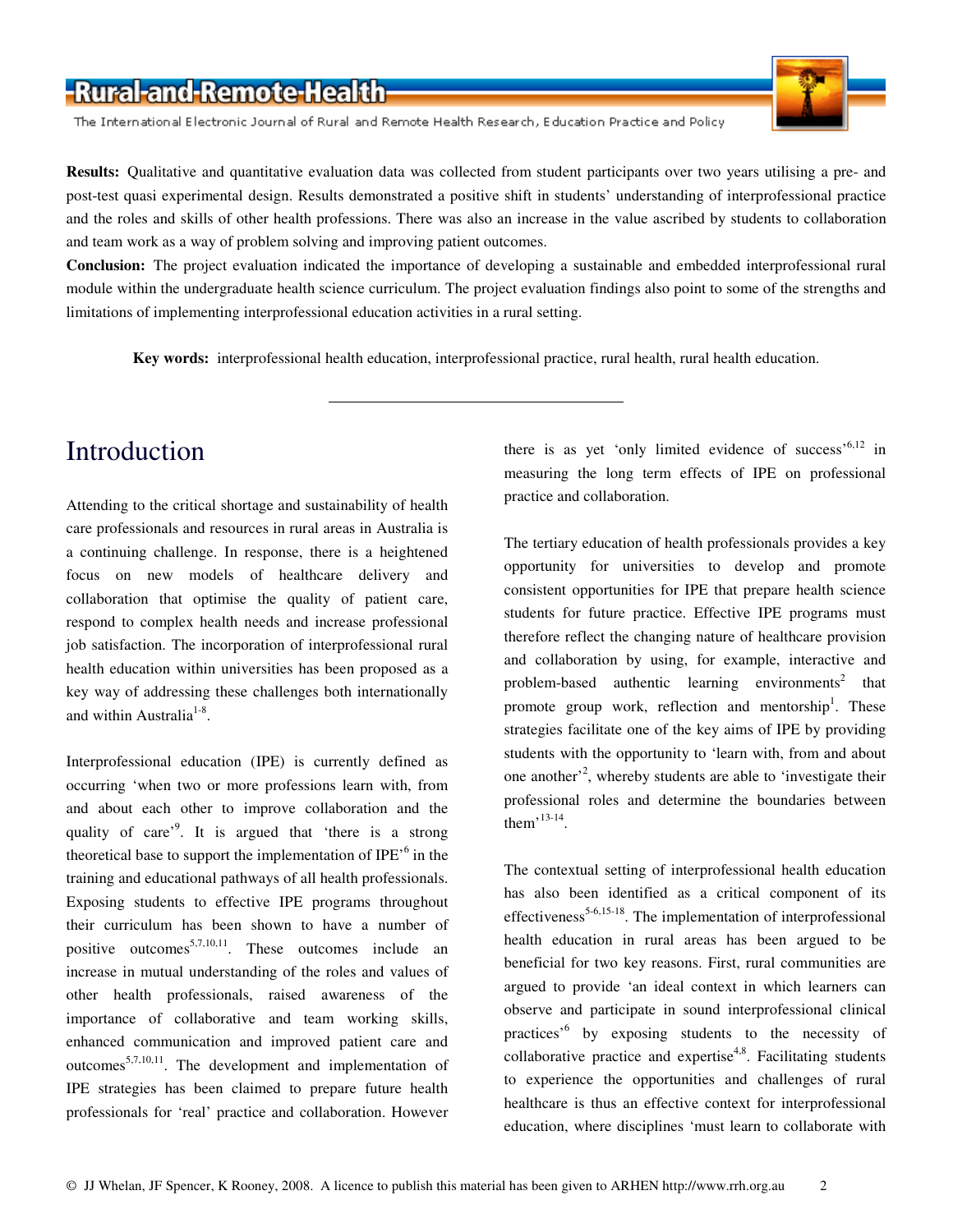**Results:** Qualitative and quantitative evaluation data was collected from student participants over two years utilising a pre- and post-test quasi experimental design. Results demonstrated a positive shift in students' understanding of interprofessional practice and the roles and skills of other health professions. There was also an increase in the value ascribed by students to collaboration and team work as a way of problem solving and improving patient outcomes.

**Conclusion:** The project evaluation indicated the importance of developing a sustainable and embedded interprofessional rural module within the undergraduate health science curriculum. The project evaluation findings also point to some of the strengths and limitations of implementing interprofessional education activities in a rural setting.

**Key words:** interprofessional health education, interprofessional practice, rural health, rural health education.

---

# Introduction

Attending to the critical shortage and sustainability of health care professionals and resources in rural areas in Australia is a continuing challenge. In response, there is a heightened focus on new models of healthcare delivery and collaboration that optimise the quality of patient care, respond to complex health needs and increase professional job satisfaction. The incorporation of interprofessional rural health education within universities has been proposed as a key way of addressing these challenges both internationally and within Australia[1-8].

Interprofessional education (IPE) is currently defined as occurring 'when two or more professions learn with, from and about each other to improve collaboration and the quality of care'[9]. It is argued that 'there is a strong theoretical base to support the implementation of IPE'[6] in the training and educational pathways of all health professionals. Exposing students to effective IPE programs throughout their curriculum has been shown to have a number of positive outcomes[5,7,10,11]. These outcomes include an increase in mutual understanding of the roles and values of other health professionals, raised awareness of the importance of collaborative and team working skills, enhanced communication and improved patient care and outcomes[5,7,10,11]. The development and implementation of IPE strategies has been claimed to prepare future health professionals for 'real' practice and collaboration. However there is as yet 'only limited evidence of success'[6,12] in measuring the long term effects of IPE on professional practice and collaboration.

The tertiary education of health professionals provides a key opportunity for universities to develop and promote consistent opportunities for IPE that prepare health science students for future practice. Effective IPE programs must therefore reflect the changing nature of healthcare provision and collaboration by using, for example, interactive and problem-based authentic learning environments[2] that promote group work, reflection and mentorship[1]. These strategies facilitate one of the key aims of IPE by providing students with the opportunity to 'learn with, from and about one another'[2], whereby students are able to 'investigate their professional roles and determine the boundaries between them'[13-14].

The contextual setting of interprofessional health education has also been identified as a critical component of its effectiveness[5-6,15-18]. The implementation of interprofessional health education in rural areas has been argued to be beneficial for two key reasons. First, rural communities are argued to provide 'an ideal context in which learners can observe and participate in sound interprofessional clinical practices'[6] by exposing students to the necessity of collaborative practice and expertise[4,8]. Facilitating students to experience the opportunities and challenges of rural healthcare is thus an effective context for interprofessional education, where disciplines 'must learn to collaborate with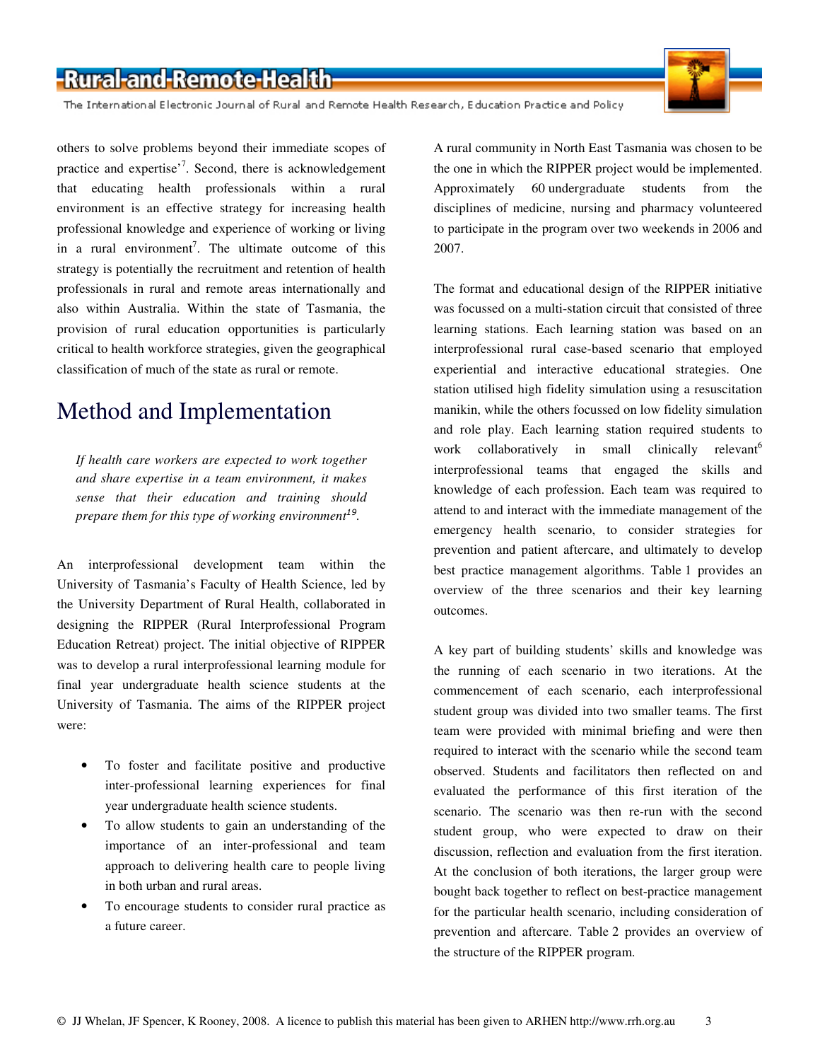others to solve problems beyond their immediate scopes of practice and expertise'[7]. Second, there is acknowledgement that educating health professionals within a rural environment is an effective strategy for increasing health professional knowledge and experience of working or living in a rural environment[7]. The ultimate outcome of this strategy is potentially the recruitment and retention of health professionals in rural and remote areas internationally and also within Australia. Within the state of Tasmania, the provision of rural education opportunities is particularly critical to health workforce strategies, given the geographical classification of much of the state as rural or remote.

# Method and Implementation

*If health care workers are expected to work together and share expertise in a team environment, it makes sense that their education and training should prepare them for this type of working environment[19].*

An interprofessional development team within the University of Tasmania's Faculty of Health Science, led by the University Department of Rural Health, collaborated in designing the RIPPER (Rural Interprofessional Program Education Retreat) project. The initial objective of RIPPER was to develop a rural interprofessional learning module for final year undergraduate health science students at the University of Tasmania. The aims of the RIPPER project were:

- To foster and facilitate positive and productive inter-professional learning experiences for final year undergraduate health science students.
- To allow students to gain an understanding of the importance of an inter-professional and team approach to delivering health care to people living in both urban and rural areas.
- To encourage students to consider rural practice as a future career.

A rural community in North East Tasmania was chosen to be the one in which the RIPPER project would be implemented. Approximately 60 undergraduate students from the disciplines of medicine, nursing and pharmacy volunteered to participate in the program over two weekends in 2006 and 2007.

The format and educational design of the RIPPER initiative was focussed on a multi-station circuit that consisted of three learning stations. Each learning station was based on an interprofessional rural case-based scenario that employed experiential and interactive educational strategies. One station utilised high fidelity simulation using a resuscitation manikin, while the others focussed on low fidelity simulation and role play. Each learning station required students to work collaboratively in small clinically relevant[6] interprofessional teams that engaged the skills and knowledge of each profession. Each team was required to attend to and interact with the immediate management of the emergency health scenario, to consider strategies for prevention and patient aftercare, and ultimately to develop best practice management algorithms. Table 1 provides an overview of the three scenarios and their key learning outcomes.

A key part of building students' skills and knowledge was the running of each scenario in two iterations. At the commencement of each scenario, each interprofessional student group was divided into two smaller teams. The first team were provided with minimal briefing and were then required to interact with the scenario while the second team observed. Students and facilitators then reflected on and evaluated the performance of this first iteration of the scenario. The scenario was then re-run with the second student group, who were expected to draw on their discussion, reflection and evaluation from the first iteration. At the conclusion of both iterations, the larger group were bought back together to reflect on best-practice management for the particular health scenario, including consideration of prevention and aftercare. Table 2 provides an overview of the structure of the RIPPER program.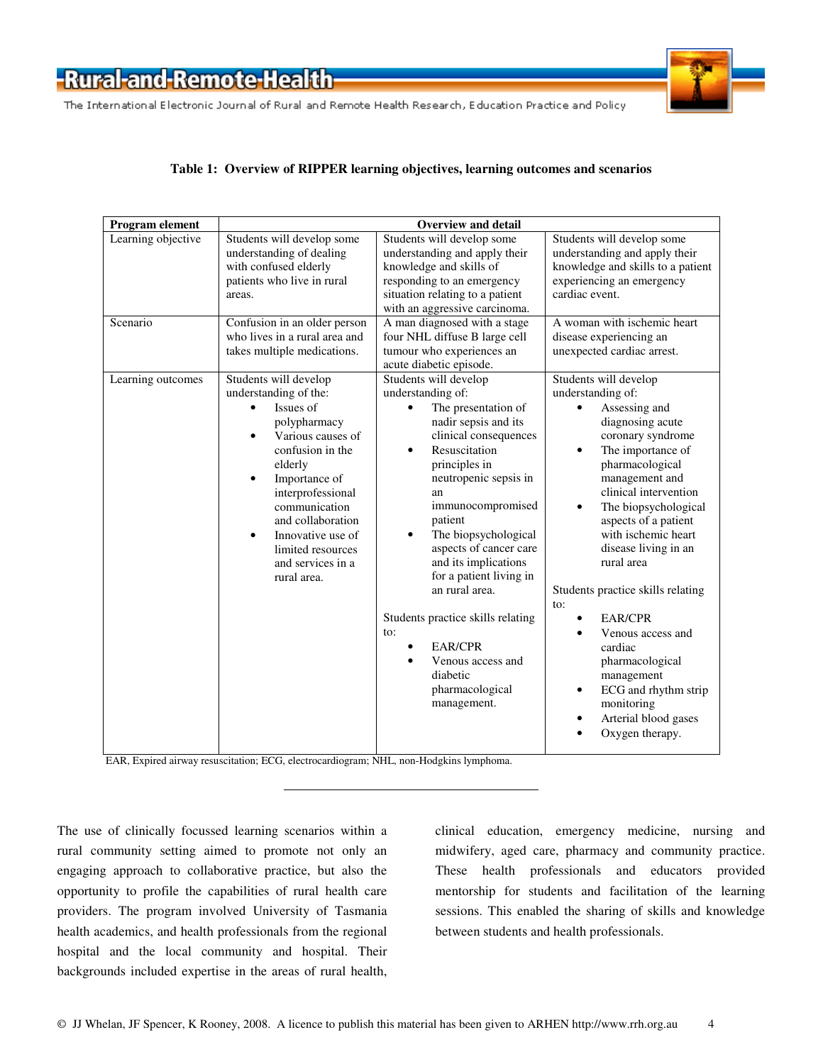**Table 1: Overview of RIPPER learning objectives, learning outcomes and scenarios**

| Program element | Overview and detail | | |
|---|---|---|---|
| Learning objective | Students will develop some understanding of dealing with confused elderly patients who live in rural areas. | Students will develop some understanding and apply their knowledge and skills of responding to an emergency situation relating to a patient with an aggressive carcinoma. | Students will develop some understanding and apply their knowledge and skills to a patient experiencing an emergency cardiac event. |
| Scenario | Confusion in an older person who lives in a rural area and takes multiple medications. | A man diagnosed with a stage four NHL diffuse B large cell tumour who experiences an acute diabetic episode. | A woman with ischemic heart disease experiencing an unexpected cardiac arrest. |
| Learning outcomes | Students will develop understanding of the: <br>• Issues of polypharmacy <br>• Various causes of confusion in the elderly <br>• Importance of interprofessional communication and collaboration <br>• Innovative use of limited resources and services in a rural area. | Students will develop understanding of: <br>• The presentation of nadir sepsis and its clinical consequences <br>• Resuscitation principles in neutropenic sepsis in an immunocompromised patient <br>• The biopsychological aspects of cancer care and its implications for a patient living in an rural area. <br><br>Students practice skills relating to: <br>• EAR/CPR <br>• Venous access and diabetic pharmacological management. | Students will develop understanding of: <br>• Assessing and diagnosing acute coronary syndrome <br>• The importance of pharmacological management and clinical intervention <br>• The biopsychological aspects of a patient with ischemic heart disease living in an rural area <br><br>Students practice skills relating to: <br>• EAR/CPR <br>• Venous access and cardiac pharmacological management <br>• ECG and rhythm strip monitoring <br>• Arterial blood gases <br>• Oxygen therapy. |

EAR, Expired airway resuscitation; ECG, electrocardiogram; NHL, non-Hodgkins lymphoma.

---

The use of clinically focussed learning scenarios within a rural community setting aimed to promote not only an engaging approach to collaborative practice, but also the opportunity to profile the capabilities of rural health care providers. The program involved University of Tasmania health academics, and health professionals from the regional hospital and the local community and hospital. Their backgrounds included expertise in the areas of rural health, clinical education, emergency medicine, nursing and midwifery, aged care, pharmacy and community practice. These health professionals and educators provided mentorship for students and facilitation of the learning sessions. This enabled the sharing of skills and knowledge between students and health professionals.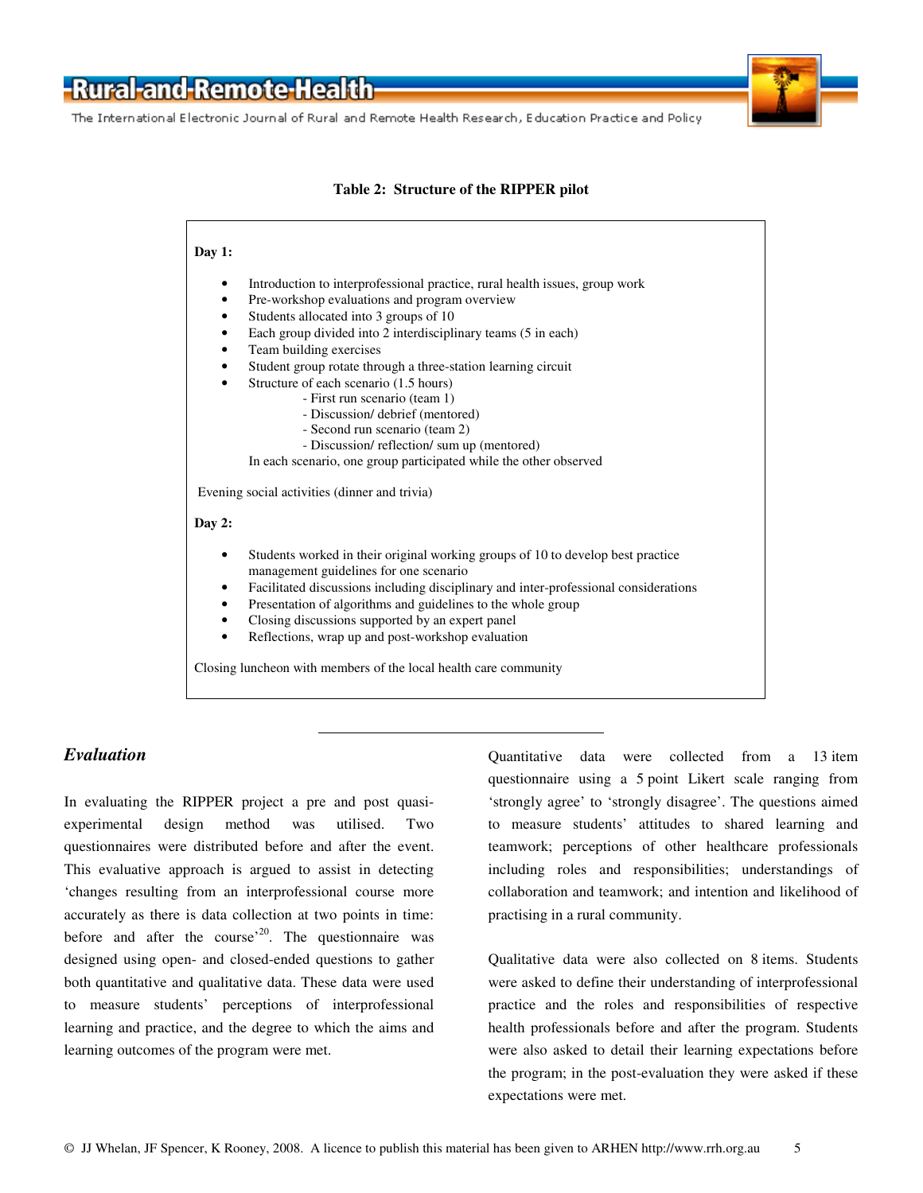**Table 2: Structure of the RIPPER pilot**

**Day 1:**

- Introduction to interprofessional practice, rural health issues, group work
- Pre-workshop evaluations and program overview
- Students allocated into 3 groups of 10
- Each group divided into 2 interdisciplinary teams (5 in each)
- Team building exercises
- Student group rotate through a three-station learning circuit
- Structure of each scenario (1.5 hours)
    - First run scenario (team 1)
    - Discussion/ debrief (mentored)
    - Second run scenario (team 2)
    - Discussion/ reflection/ sum up (mentored)

  In each scenario, one group participated while the other observed

Evening social activities (dinner and trivia)

**Day 2:**

- Students worked in their original working groups of 10 to develop best practice management guidelines for one scenario
- Facilitated discussions including disciplinary and inter-professional considerations
- Presentation of algorithms and guidelines to the whole group
- Closing discussions supported by an expert panel
- Reflections, wrap up and post-workshop evaluation

Closing luncheon with members of the local health care community

---

### *Evaluation*

In evaluating the RIPPER project a pre and post quasi-experimental design method was utilised. Two questionnaires were distributed before and after the event. This evaluative approach is argued to assist in detecting 'changes resulting from an interprofessional course more accurately as there is data collection at two points in time: before and after the course'[20]. The questionnaire was designed using open- and closed-ended questions to gather both quantitative and qualitative data. These data were used to measure students' perceptions of interprofessional learning and practice, and the degree to which the aims and learning outcomes of the program were met.

Quantitative data were collected from a 13 item questionnaire using a 5 point Likert scale ranging from 'strongly agree' to 'strongly disagree'. The questions aimed to measure students' attitudes to shared learning and teamwork; perceptions of other healthcare professionals including roles and responsibilities; understandings of collaboration and teamwork; and intention and likelihood of practising in a rural community.

Qualitative data were also collected on 8 items. Students were asked to define their understanding of interprofessional practice and the roles and responsibilities of respective health professionals before and after the program. Students were also asked to detail their learning expectations before the program; in the post-evaluation they were asked if these expectations were met.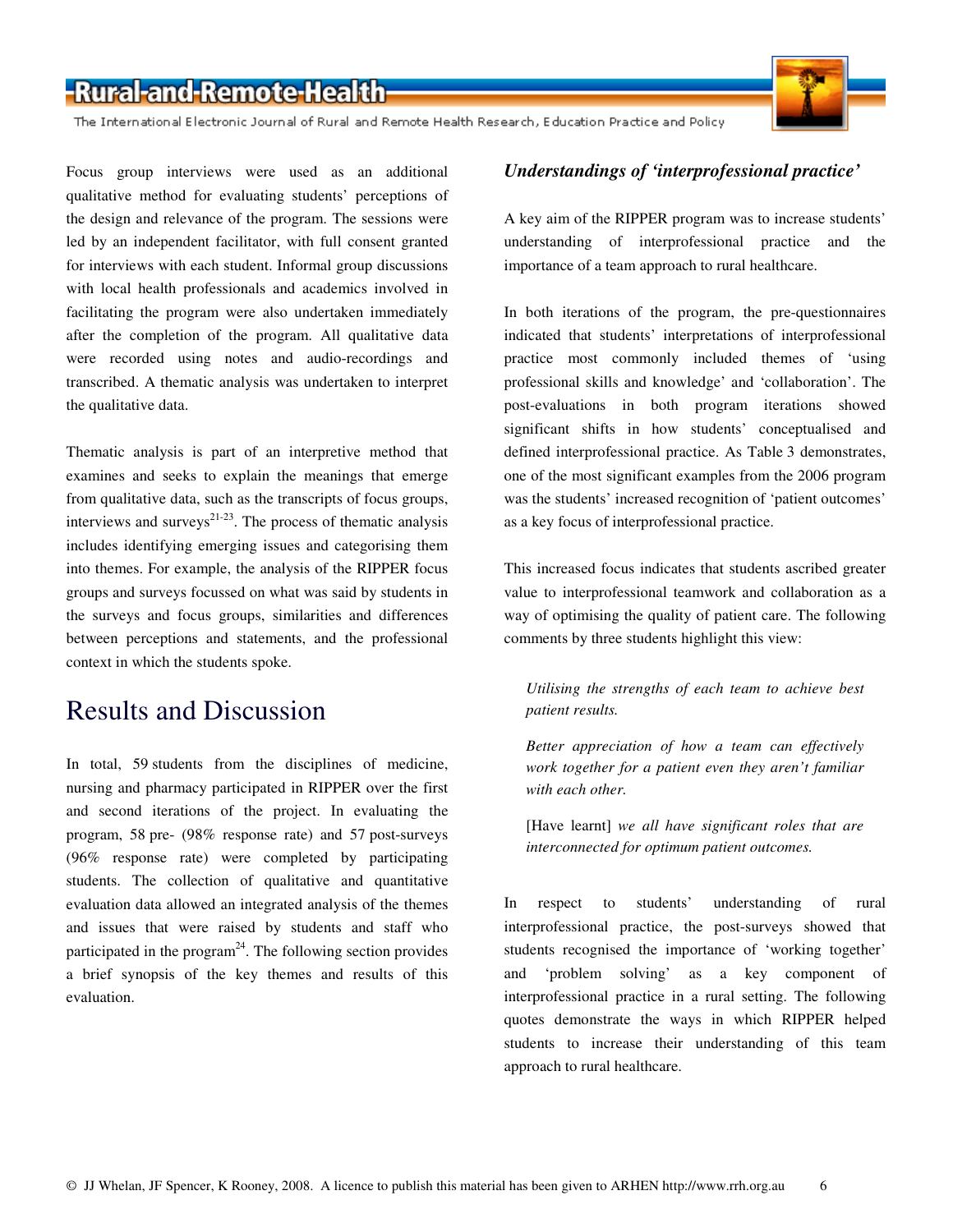Focus group interviews were used as an additional qualitative method for evaluating students' perceptions of the design and relevance of the program. The sessions were led by an independent facilitator, with full consent granted for interviews with each student. Informal group discussions with local health professionals and academics involved in facilitating the program were also undertaken immediately after the completion of the program. All qualitative data were recorded using notes and audio-recordings and transcribed. A thematic analysis was undertaken to interpret the qualitative data.

Thematic analysis is part of an interpretive method that examines and seeks to explain the meanings that emerge from qualitative data, such as the transcripts of focus groups, interviews and surveys[21-23]. The process of thematic analysis includes identifying emerging issues and categorising them into themes. For example, the analysis of the RIPPER focus groups and surveys focussed on what was said by students in the surveys and focus groups, similarities and differences between perceptions and statements, and the professional context in which the students spoke.

# Results and Discussion

In total, 59 students from the disciplines of medicine, nursing and pharmacy participated in RIPPER over the first and second iterations of the project. In evaluating the program, 58 pre- (98% response rate) and 57 post-surveys (96% response rate) were completed by participating students. The collection of qualitative and quantitative evaluation data allowed an integrated analysis of the themes and issues that were raised by students and staff who participated in the program[24]. The following section provides a brief synopsis of the key themes and results of this evaluation.

### *Understandings of 'interprofessional practice'*

A key aim of the RIPPER program was to increase students' understanding of interprofessional practice and the importance of a team approach to rural healthcare.

In both iterations of the program, the pre-questionnaires indicated that students' interpretations of interprofessional practice most commonly included themes of 'using professional skills and knowledge' and 'collaboration'. The post-evaluations in both program iterations showed significant shifts in how students' conceptualised and defined interprofessional practice. As Table 3 demonstrates, one of the most significant examples from the 2006 program was the students' increased recognition of 'patient outcomes' as a key focus of interprofessional practice.

This increased focus indicates that students ascribed greater value to interprofessional teamwork and collaboration as a way of optimising the quality of patient care. The following comments by three students highlight this view:

> *Utilising the strengths of each team to achieve best patient results.*
>
> *Better appreciation of how a team can effectively work together for a patient even they aren't familiar with each other.*
>
> [Have learnt] *we all have significant roles that are interconnected for optimum patient outcomes.*

In respect to students' understanding of rural interprofessional practice, the post-surveys showed that students recognised the importance of 'working together' and 'problem solving' as a key component of interprofessional practice in a rural setting. The following quotes demonstrate the ways in which RIPPER helped students to increase their understanding of this team approach to rural healthcare.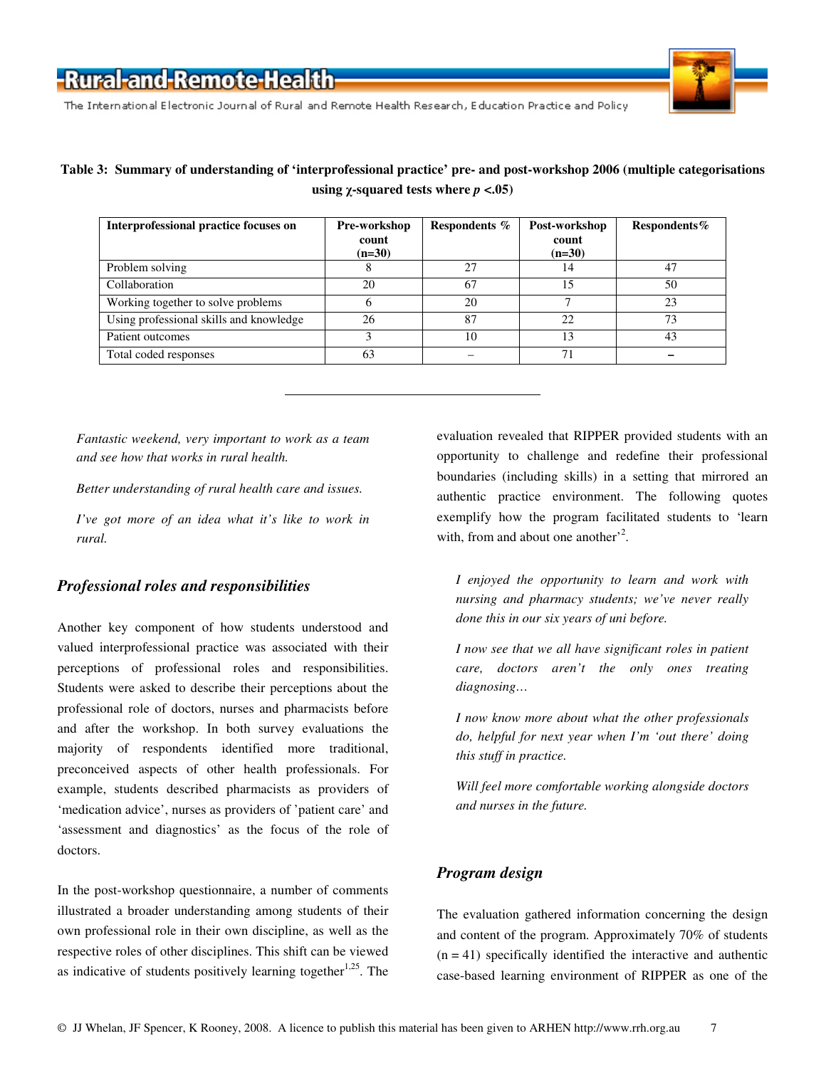**Table 3: Summary of understanding of 'interprofessional practice' pre- and post-workshop 2006 (multiple categorisations using χ-squared tests where $p$ <.05)**

| Interprofessional practice focuses on | Pre-workshop count (n=30) | Respondents % | Post-workshop count (n=30) | Respondents% |
|---|---|---|---|---|
| Problem solving | 8 | 27 | 14 | 47 |
| Collaboration | 20 | 67 | 15 | 50 |
| Working together to solve problems | 6 | 20 | 7 | 23 |
| Using professional skills and knowledge | 26 | 87 | 22 | 73 |
| Patient outcomes | 3 | 10 | 13 | 43 |
| Total coded responses | 63 | – | 71 | – |

---

*Fantastic weekend, very important to work as a team and see how that works in rural health.*

*Better understanding of rural health care and issues.*

*I've got more of an idea what it's like to work in rural.*

### *Professional roles and responsibilities*

Another key component of how students understood and valued interprofessional practice was associated with their perceptions of professional roles and responsibilities. Students were asked to describe their perceptions about the professional role of doctors, nurses and pharmacists before and after the workshop. In both survey evaluations the majority of respondents identified more traditional, preconceived aspects of other health professionals. For example, students described pharmacists as providers of 'medication advice', nurses as providers of 'patient care' and 'assessment and diagnostics' as the focus of the role of doctors.

In the post-workshop questionnaire, a number of comments illustrated a broader understanding among students of their own professional role in their own discipline, as well as the respective roles of other disciplines. This shift can be viewed as indicative of students positively learning together[1,25]. The evaluation revealed that RIPPER provided students with an opportunity to challenge and redefine their professional boundaries (including skills) in a setting that mirrored an authentic practice environment. The following quotes exemplify how the program facilitated students to 'learn with, from and about one another'[2].

> *I enjoyed the opportunity to learn and work with nursing and pharmacy students; we've never really done this in our six years of uni before.*
>
> *I now see that we all have significant roles in patient care, doctors aren't the only ones treating diagnosing…*
>
> *I now know more about what the other professionals do, helpful for next year when I'm 'out there' doing this stuff in practice.*
>
> *Will feel more comfortable working alongside doctors and nurses in the future.*

### *Program design*

The evaluation gathered information concerning the design and content of the program. Approximately 70% of students (n = 41) specifically identified the interactive and authentic case-based learning environment of RIPPER as one of the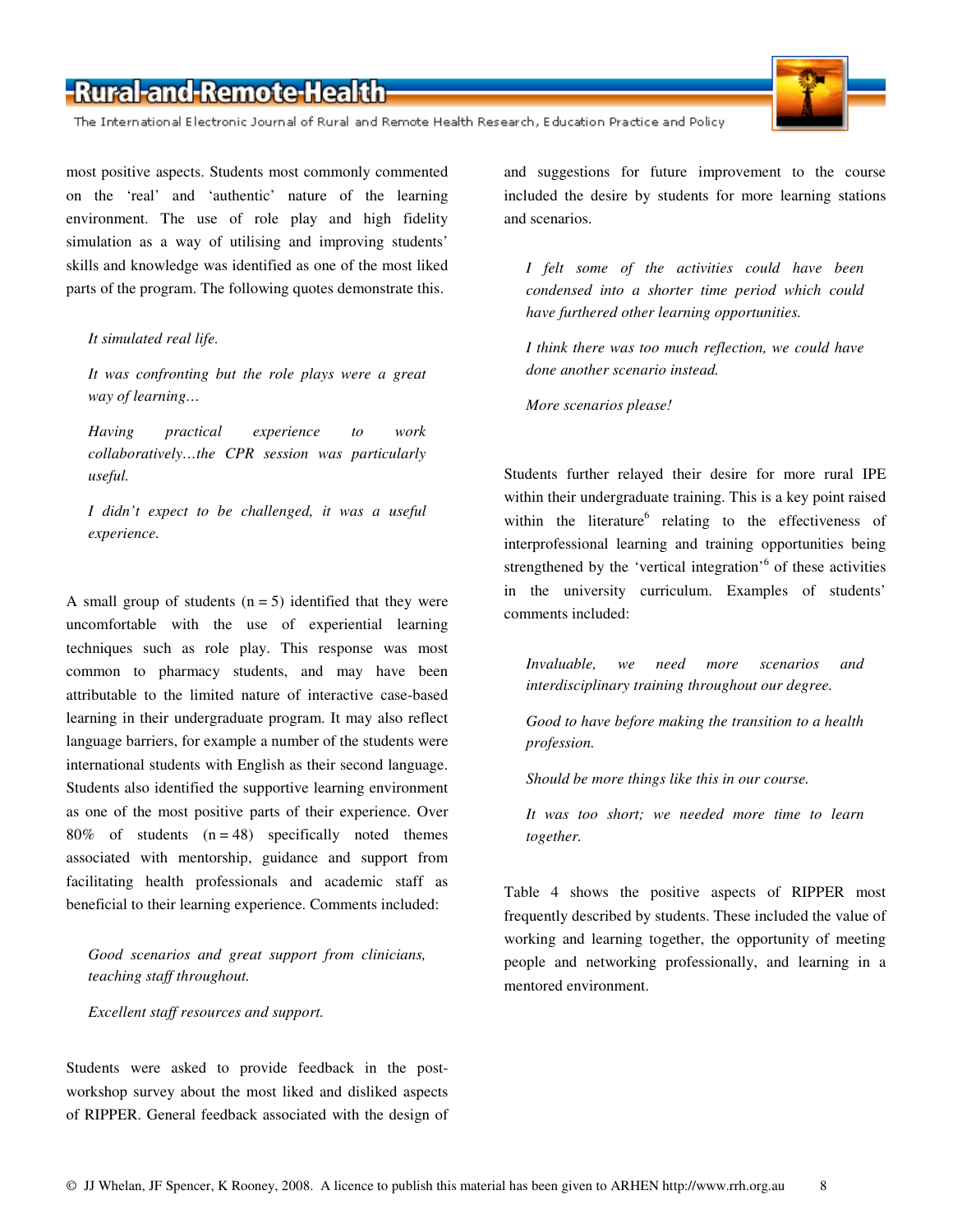most positive aspects. Students most commonly commented on the 'real' and 'authentic' nature of the learning environment. The use of role play and high fidelity simulation as a way of utilising and improving students' skills and knowledge was identified as one of the most liked parts of the program. The following quotes demonstrate this.

> *It simulated real life.*
>
> *It was confronting but the role plays were a great way of learning…*
>
> *Having practical experience to work collaboratively…the CPR session was particularly useful.*
>
> *I didn't expect to be challenged, it was a useful experience.*

A small group of students (n = 5) identified that they were uncomfortable with the use of experiential learning techniques such as role play. This response was most common to pharmacy students, and may have been attributable to the limited nature of interactive case-based learning in their undergraduate program. It may also reflect language barriers, for example a number of the students were international students with English as their second language. Students also identified the supportive learning environment as one of the most positive parts of their experience. Over 80% of students (n = 48) specifically noted themes associated with mentorship, guidance and support from facilitating health professionals and academic staff as beneficial to their learning experience. Comments included:

> *Good scenarios and great support from clinicians, teaching staff throughout.*
>
> *Excellent staff resources and support.*

Students were asked to provide feedback in the post-workshop survey about the most liked and disliked aspects of RIPPER. General feedback associated with the design of and suggestions for future improvement to the course included the desire by students for more learning stations and scenarios.

> *I felt some of the activities could have been condensed into a shorter time period which could have furthered other learning opportunities.*
>
> *I think there was too much reflection, we could have done another scenario instead.*
>
> *More scenarios please!*

Students further relayed their desire for more rural IPE within their undergraduate training. This is a key point raised within the literature[6] relating to the effectiveness of interprofessional learning and training opportunities being strengthened by the 'vertical integration'[6] of these activities in the university curriculum. Examples of students' comments included:

> *Invaluable, we need more scenarios and interdisciplinary training throughout our degree.*
>
> *Good to have before making the transition to a health profession.*
>
> *Should be more things like this in our course.*
>
> *It was too short; we needed more time to learn together.*

Table 4 shows the positive aspects of RIPPER most frequently described by students. These included the value of working and learning together, the opportunity of meeting people and networking professionally, and learning in a mentored environment.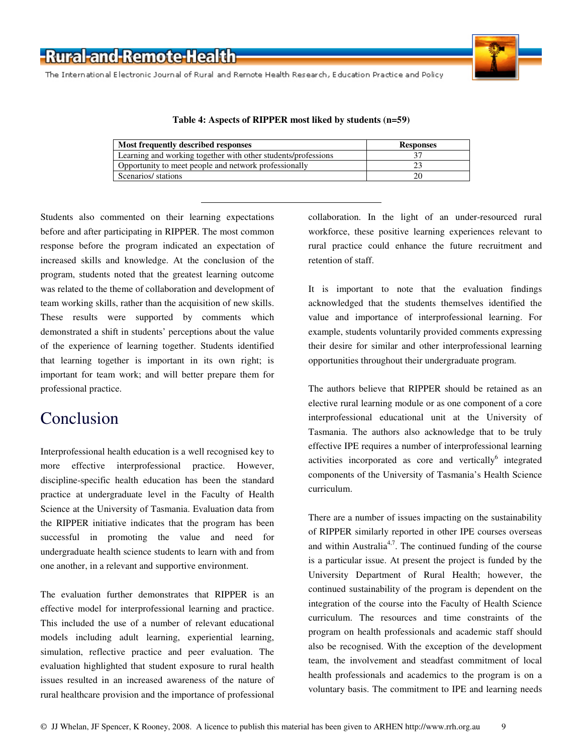**Table 4: Aspects of RIPPER most liked by students (n=59)**

| Most frequently described responses | Responses |
|---|---|
| Learning and working together with other students/professions | 37 |
| Opportunity to meet people and network professionally | 23 |
| Scenarios/ stations | 20 |

Students also commented on their learning expectations before and after participating in RIPPER. The most common response before the program indicated an expectation of increased skills and knowledge. At the conclusion of the program, students noted that the greatest learning outcome was related to the theme of collaboration and development of team working skills, rather than the acquisition of new skills. These results were supported by comments which demonstrated a shift in students' perceptions about the value of the experience of learning together. Students identified that learning together is important in its own right; is important for team work; and will better prepare them for professional practice.

## Conclusion

Interprofessional health education is a well recognised key to more effective interprofessional practice. However, discipline-specific health education has been the standard practice at undergraduate level in the Faculty of Health Science at the University of Tasmania. Evaluation data from the RIPPER initiative indicates that the program has been successful in promoting the value and need for undergraduate health science students to learn with and from one another, in a relevant and supportive environment.

The evaluation further demonstrates that RIPPER is an effective model for interprofessional learning and practice. This included the use of a number of relevant educational models including adult learning, experiential learning, simulation, reflective practice and peer evaluation. The evaluation highlighted that student exposure to rural health issues resulted in an increased awareness of the nature of rural healthcare provision and the importance of professional collaboration. In the light of an under-resourced rural workforce, these positive learning experiences relevant to rural practice could enhance the future recruitment and retention of staff.

It is important to note that the evaluation findings acknowledged that the students themselves identified the value and importance of interprofessional learning. For example, students voluntarily provided comments expressing their desire for similar and other interprofessional learning opportunities throughout their undergraduate program.

The authors believe that RIPPER should be retained as an elective rural learning module or as one component of a core interprofessional educational unit at the University of Tasmania. The authors also acknowledge that to be truly effective IPE requires a number of interprofessional learning activities incorporated as core and vertically[6] integrated components of the University of Tasmania's Health Science curriculum.

There are a number of issues impacting on the sustainability of RIPPER similarly reported in other IPE courses overseas and within Australia[4,7]. The continued funding of the course is a particular issue. At present the project is funded by the University Department of Rural Health; however, the continued sustainability of the program is dependent on the integration of the course into the Faculty of Health Science curriculum. The resources and time constraints of the program on health professionals and academic staff should also be recognised. With the exception of the development team, the involvement and steadfast commitment of local health professionals and academics to the program is on a voluntary basis. The commitment to IPE and learning needs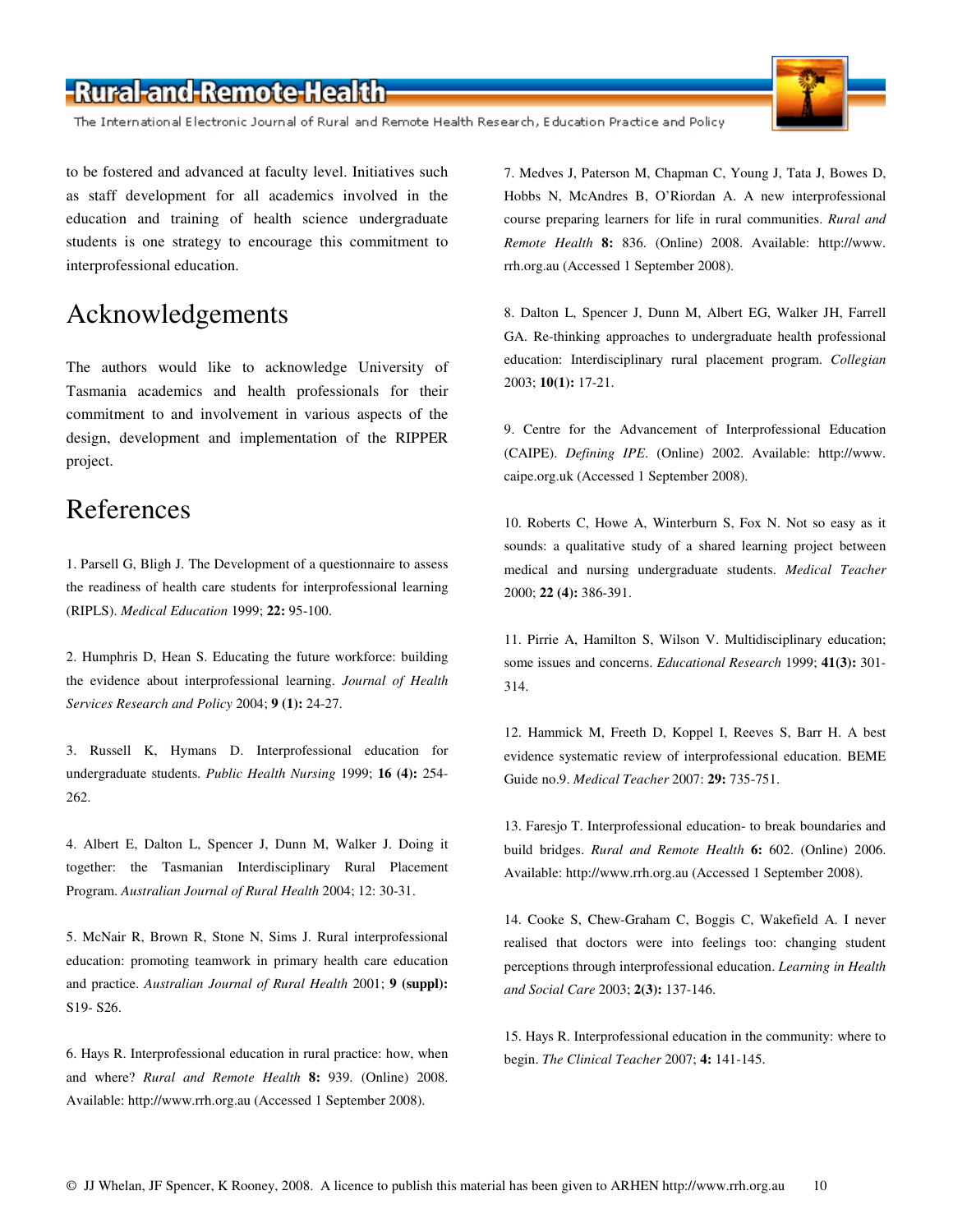to be fostered and advanced at faculty level. Initiatives such as staff development for all academics involved in the education and training of health science undergraduate students is one strategy to encourage this commitment to interprofessional education.

## Acknowledgements

The authors would like to acknowledge University of Tasmania academics and health professionals for their commitment to and involvement in various aspects of the design, development and implementation of the RIPPER project.

## References

1. Parsell G, Bligh J. The Development of a questionnaire to assess the readiness of health care students for interprofessional learning (RIPLS). *Medical Education* 1999; **22:** 95-100.

2. Humphris D, Hean S. Educating the future workforce: building the evidence about interprofessional learning. *Journal of Health Services Research and Policy* 2004; **9 (1):** 24-27.

3. Russell K, Hymans D. Interprofessional education for undergraduate students. *Public Health Nursing* 1999; **16 (4):** 254-262.

4. Albert E, Dalton L, Spencer J, Dunn M, Walker J. Doing it together: the Tasmanian Interdisciplinary Rural Placement Program. *Australian Journal of Rural Health* 2004; 12: 30-31.

5. McNair R, Brown R, Stone N, Sims J. Rural interprofessional education: promoting teamwork in primary health care education and practice. *Australian Journal of Rural Health* 2001; **9 (suppl):** S19- S26.

6. Hays R. Interprofessional education in rural practice: how, when and where? *Rural and Remote Health* **8:** 939. (Online) 2008. Available: http://www.rrh.org.au (Accessed 1 September 2008).

7. Medves J, Paterson M, Chapman C, Young J, Tata J, Bowes D, Hobbs N, McAndres B, O'Riordan A. A new interprofessional course preparing learners for life in rural communities. *Rural and Remote Health* **8:** 836. (Online) 2008. Available: http://www.rrh.org.au (Accessed 1 September 2008).

8. Dalton L, Spencer J, Dunn M, Albert EG, Walker JH, Farrell GA. Re-thinking approaches to undergraduate health professional education: Interdisciplinary rural placement program. *Collegian* 2003; **10(1):** 17-21.

9. Centre for the Advancement of Interprofessional Education (CAIPE). *Defining IPE*. (Online) 2002. Available: http://www.caipe.org.uk (Accessed 1 September 2008).

10. Roberts C, Howe A, Winterburn S, Fox N. Not so easy as it sounds: a qualitative study of a shared learning project between medical and nursing undergraduate students. *Medical Teacher* 2000; **22 (4):** 386-391.

11. Pirrie A, Hamilton S, Wilson V. Multidisciplinary education; some issues and concerns. *Educational Research* 1999; **41(3):** 301-314.

12. Hammick M, Freeth D, Koppel I, Reeves S, Barr H. A best evidence systematic review of interprofessional education. BEME Guide no.9. *Medical Teacher* 2007: **29:** 735-751.

13. Faresjo T. Interprofessional education- to break boundaries and build bridges. *Rural and Remote Health* **6:** 602. (Online) 2006. Available: http://www.rrh.org.au (Accessed 1 September 2008).

14. Cooke S, Chew-Graham C, Boggis C, Wakefield A. I never realised that doctors were into feelings too: changing student perceptions through interprofessional education. *Learning in Health and Social Care* 2003; **2(3):** 137-146.

15. Hays R. Interprofessional education in the community: where to begin. *The Clinical Teacher* 2007; **4:** 141-145.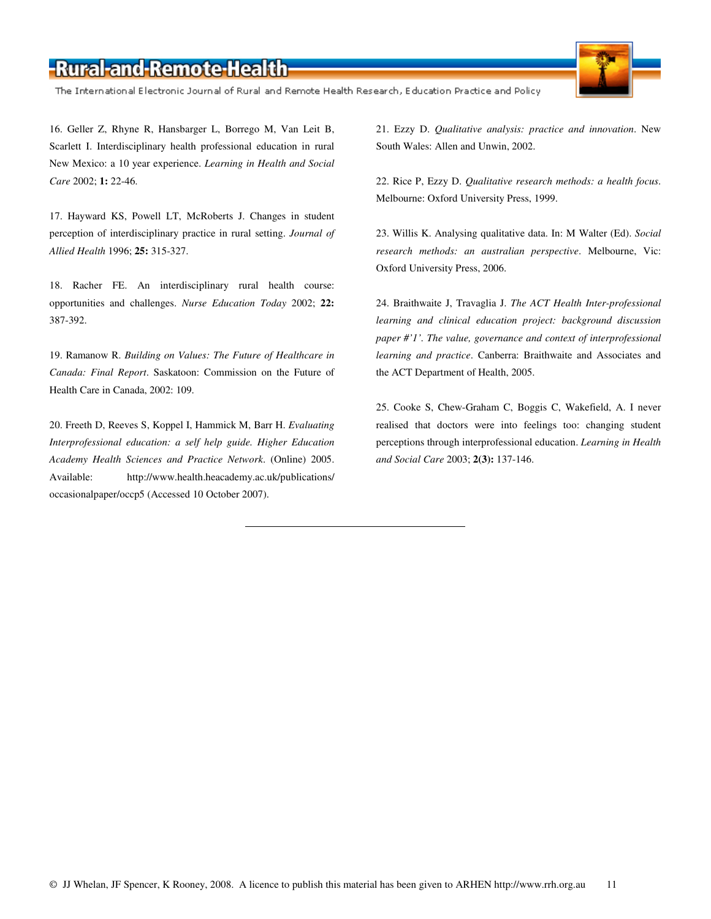16. Geller Z, Rhyne R, Hansbarger L, Borrego M, Van Leit B, Scarlett I. Interdisciplinary health professional education in rural New Mexico: a 10 year experience. *Learning in Health and Social Care* 2002; **1:** 22-46.

17. Hayward KS, Powell LT, McRoberts J. Changes in student perception of interdisciplinary practice in rural setting. *Journal of Allied Health* 1996; **25:** 315-327.

18. Racher FE. An interdisciplinary rural health course: opportunities and challenges. *Nurse Education Today* 2002; **22:** 387-392.

19. Ramanow R. *Building on Values: The Future of Healthcare in Canada: Final Report*. Saskatoon: Commission on the Future of Health Care in Canada, 2002: 109.

20. Freeth D, Reeves S, Koppel I, Hammick M, Barr H. *Evaluating Interprofessional education: a self help guide. Higher Education Academy Health Sciences and Practice Network*. (Online) 2005. Available: http://www.health.heacademy.ac.uk/publications/occasionalpaper/occp5 (Accessed 10 October 2007).

21. Ezzy D. *Qualitative analysis: practice and innovation*. New South Wales: Allen and Unwin, 2002.

22. Rice P, Ezzy D. *Qualitative research methods: a health focus*. Melbourne: Oxford University Press, 1999.

23. Willis K. Analysing qualitative data. In: M Walter (Ed). *Social research methods: an australian perspective*. Melbourne, Vic: Oxford University Press, 2006.

24. Braithwaite J, Travaglia J. *The ACT Health Inter-professional learning and clinical education project: background discussion paper #'1'. The value, governance and context of interprofessional learning and practice*. Canberra: Braithwaite and Associates and the ACT Department of Health, 2005.

25. Cooke S, Chew-Graham C, Boggis C, Wakefield, A. I never realised that doctors were into feelings too: changing student perceptions through interprofessional education. *Learning in Health and Social Care* 2003; **2(3):** 137-146.